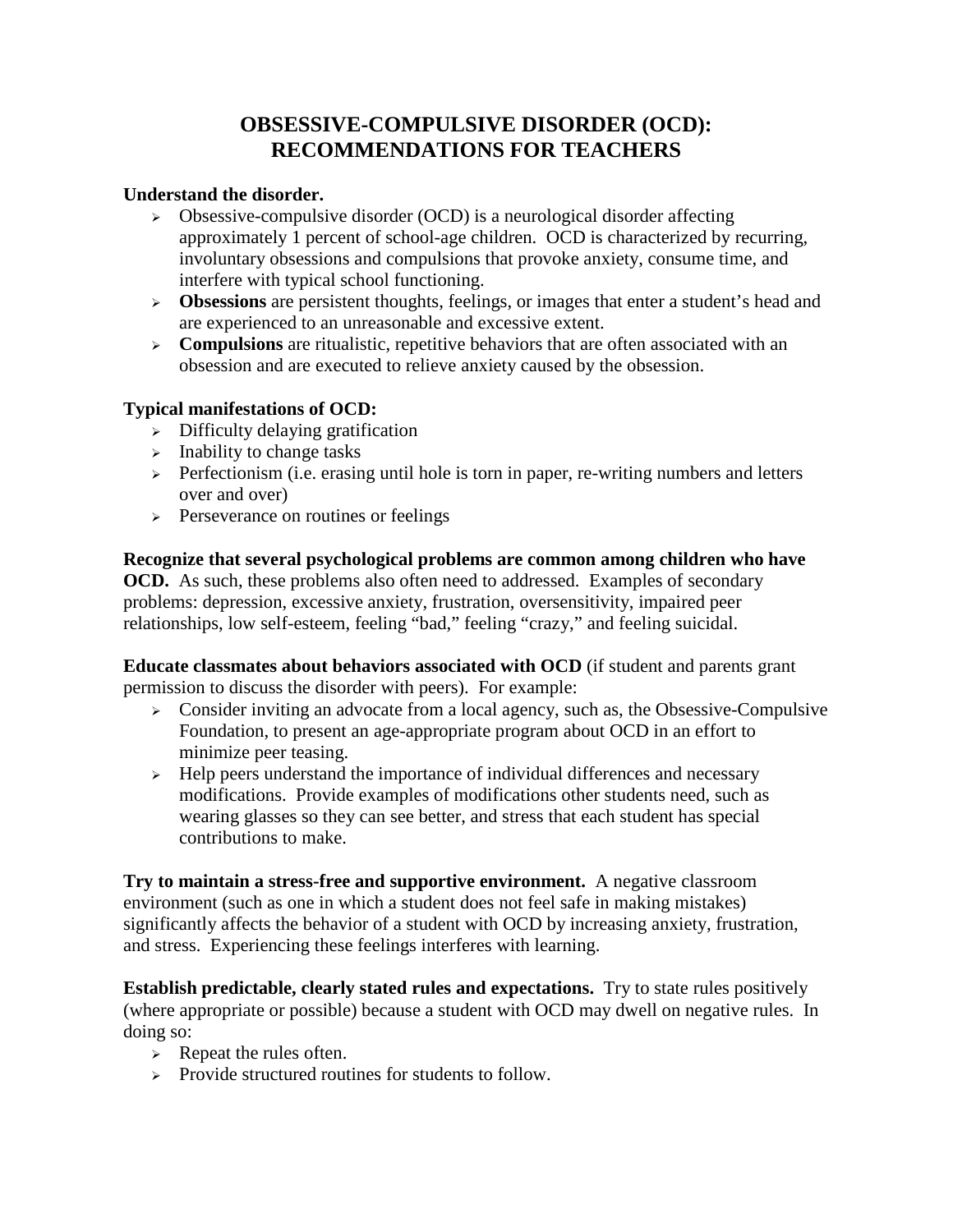# OBSESSIVE-COMPULSIVE DISORDER (OCD): RECOMMENDATIONS FOR TEACHERS

**Understand the disorder.**

- Obsessive-compulsive disorder (OCD) is a neurological disorder affecting approximately 1 percent of school-age children. OCD is characterized by recurring, involuntary obsessions and compulsions that provoke anxiety, consume time, and interfere with typical school functioning.
- **Obsessions** are persistent thoughts, feelings, or images that enter a student's head and are experienced to an unreasonable and excessive extent.
- **Compulsions** are ritualistic, repetitive behaviors that are often associated with an obsession and are executed to relieve anxiety caused by the obsession.

**Typical manifestations of OCD:**

- Difficulty delaying gratification
- Inability to change tasks
- Perfectionism (i.e. erasing until hole is torn in paper, re-writing numbers and letters over and over)
- Perseverance on routines or feelings

**Recognize that several psychological problems are common among children who have OCD.** As such, these problems also often need to addressed. Examples of secondary problems: depression, excessive anxiety, frustration, oversensitivity, impaired peer relationships, low self-esteem, feeling "bad," feeling "crazy," and feeling suicidal.

**Educate classmates about behaviors associated with OCD** (if student and parents grant permission to discuss the disorder with peers). For example:

- Consider inviting an advocate from a local agency, such as, the Obsessive-Compulsive Foundation, to present an age-appropriate program about OCD in an effort to minimize peer teasing.
- Help peers understand the importance of individual differences and necessary modifications. Provide examples of modifications other students need, such as wearing glasses so they can see better, and stress that each student has special contributions to make.

**Try to maintain a stress-free and supportive environment.** A negative classroom environment (such as one in which a student does not feel safe in making mistakes) significantly affects the behavior of a student with OCD by increasing anxiety, frustration, and stress. Experiencing these feelings interferes with learning.

**Establish predictable, clearly stated rules and expectations.** Try to state rules positively (where appropriate or possible) because a student with OCD may dwell on negative rules. In doing so:

- Repeat the rules often.
- Provide structured routines for students to follow.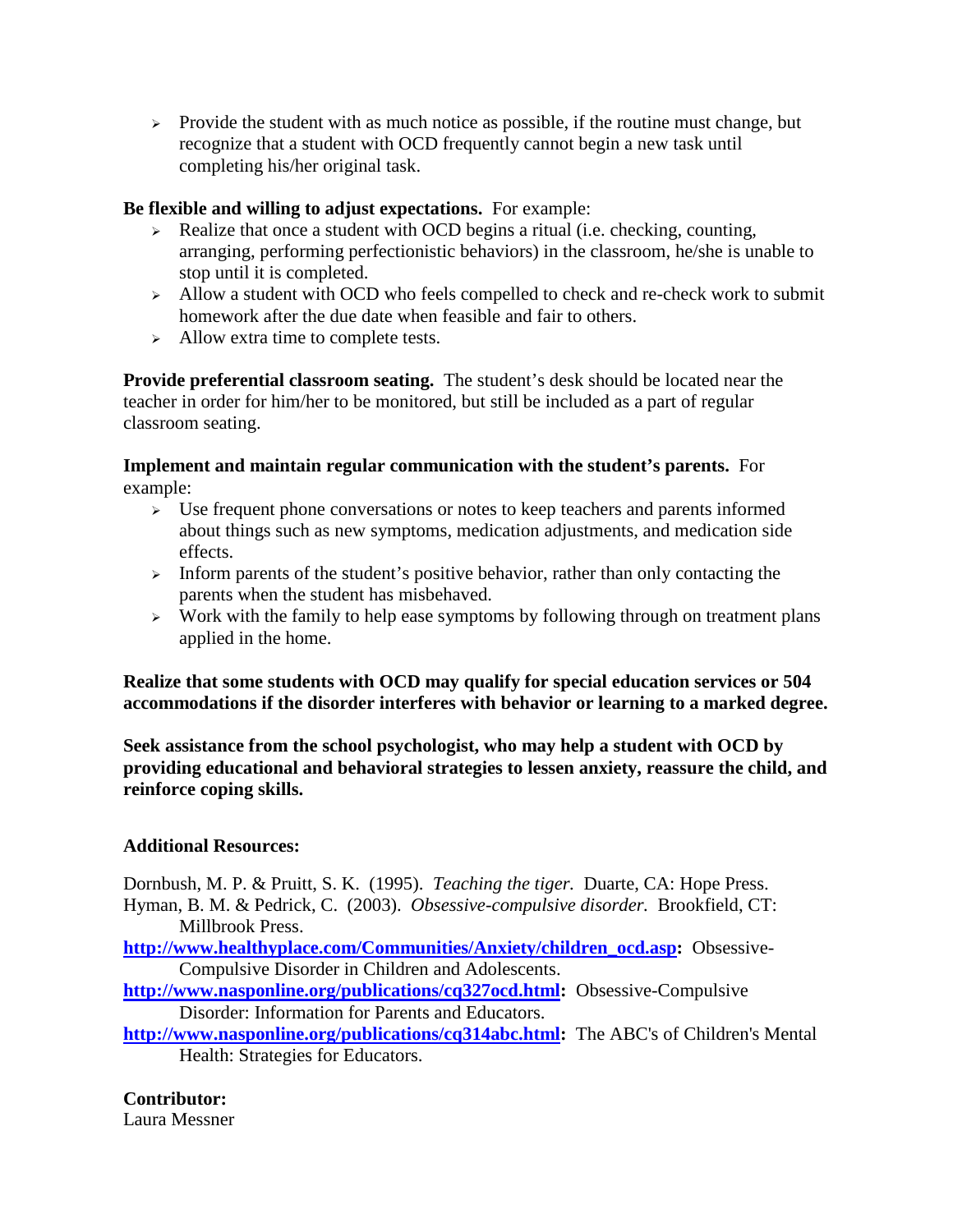- Provide the student with as much notice as possible, if the routine must change, but recognize that a student with OCD frequently cannot begin a new task until completing his/her original task.

**Be flexible and willing to adjust expectations.** For example:

- Realize that once a student with OCD begins a ritual (i.e. checking, counting, arranging, performing perfectionistic behaviors) in the classroom, he/she is unable to stop until it is completed.
- Allow a student with OCD who feels compelled to check and re-check work to submit homework after the due date when feasible and fair to others.
- Allow extra time to complete tests.

**Provide preferential classroom seating.** The student's desk should be located near the teacher in order for him/her to be monitored, but still be included as a part of regular classroom seating.

**Implement and maintain regular communication with the student's parents.** For example:

- Use frequent phone conversations or notes to keep teachers and parents informed about things such as new symptoms, medication adjustments, and medication side effects.
- Inform parents of the student's positive behavior, rather than only contacting the parents when the student has misbehaved.
- Work with the family to help ease symptoms by following through on treatment plans applied in the home.

**Realize that some students with OCD may qualify for special education services or 504 accommodations if the disorder interferes with behavior or learning to a marked degree.**

**Seek assistance from the school psychologist, who may help a student with OCD by providing educational and behavioral strategies to lessen anxiety, reassure the child, and reinforce coping skills.**

**Additional Resources:**

Dornbush, M. P. & Pruitt, S. K. (1995). *Teaching the tiger.* Duarte, CA: Hope Press.

Hyman, B. M. & Pedrick, C. (2003). *Obsessive-compulsive disorder.* Brookfield, CT: Millbrook Press.

**http://www.healthyplace.com/Communities/Anxiety/children_ocd.asp:** Obsessive-Compulsive Disorder in Children and Adolescents.

**http://www.nasponline.org/publications/cq327ocd.html:** Obsessive-Compulsive Disorder: Information for Parents and Educators.

**http://www.nasponline.org/publications/cq314abc.html:** The ABC's of Children's Mental Health: Strategies for Educators.

**Contributor:**
Laura Messner